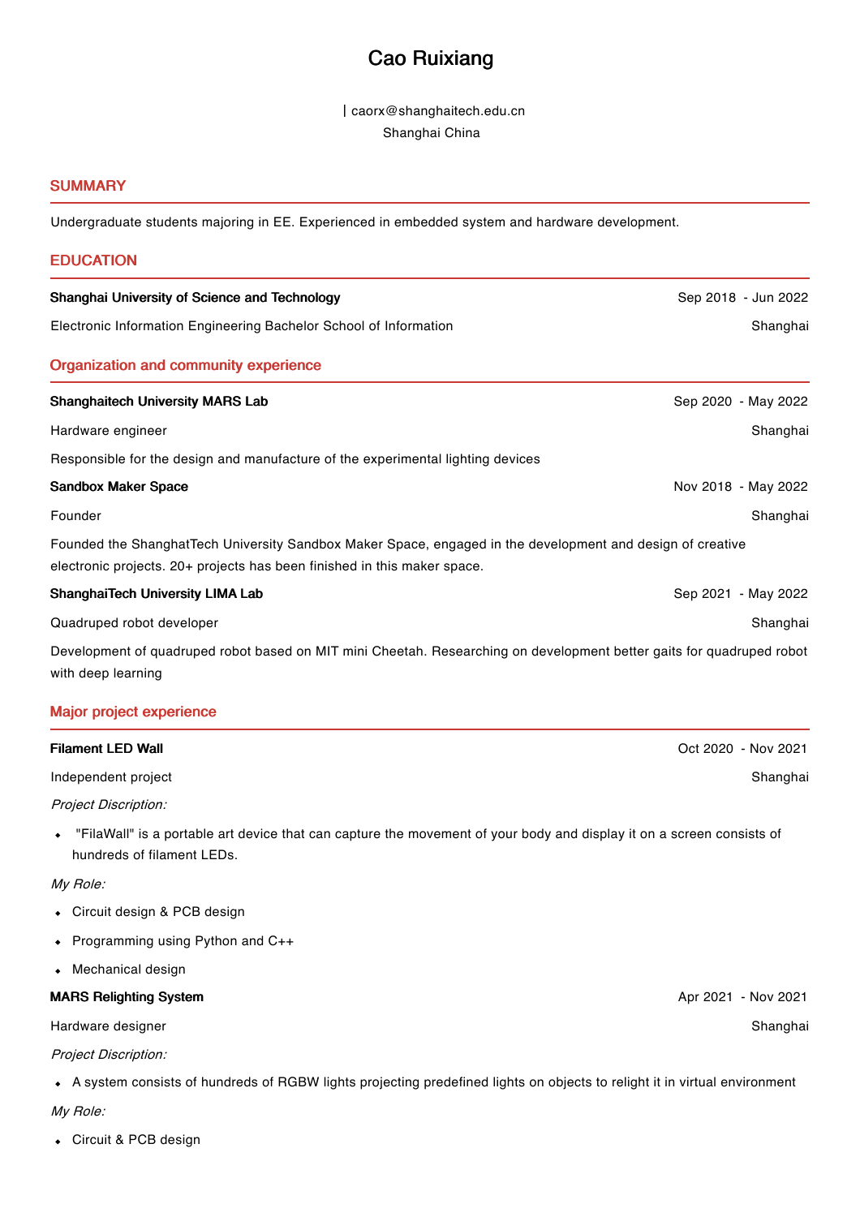# Cao Ruixiang

| caorx@shanghaitech.edu.cn
Shanghai China

## SUMMARY

Undergraduate students majoring in EE. Experienced in embedded system and hardware development.

## EDUCATION

**Shanghai University of Science and Technology** Sep 2018 - Jun 2022

Electronic Information Engineering Bachelor School of Information Shanghai

## Organization and community experience

**Shanghaitech University MARS Lab** Sep 2020 - May 2022

Hardware engineer Shanghai

Responsible for the design and manufacture of the experimental lighting devices

**Sandbox Maker Space** Nov 2018 - May 2022

Founder Shanghai

Founded the ShanghatTech University Sandbox Maker Space, engaged in the development and design of creative electronic projects. 20+ projects has been finished in this maker space.

**ShanghaiTech University LIMA Lab** Sep 2021 - May 2022

Quadruped robot developer Shanghai

Development of quadruped robot based on MIT mini Cheetah. Researching on development better gaits for quadruped robot with deep learning

## Major project experience

**Filament LED Wall** Oct 2020 - Nov 2021

Independent project Shanghai

*Project Discription:*

- "FilaWall" is a portable art device that can capture the movement of your body and display it on a screen consists of hundreds of filament LEDs.

*My Role:*

- Circuit design & PCB design
- Programming using Python and C++
- Mechanical design

**MARS Relighting System** Apr 2021 - Nov 2021

Hardware designer Shanghai

*Project Discription:*

- A system consists of hundreds of RGBW lights projecting predefined lights on objects to relight it in virtual environment

*My Role:*

- Circuit & PCB design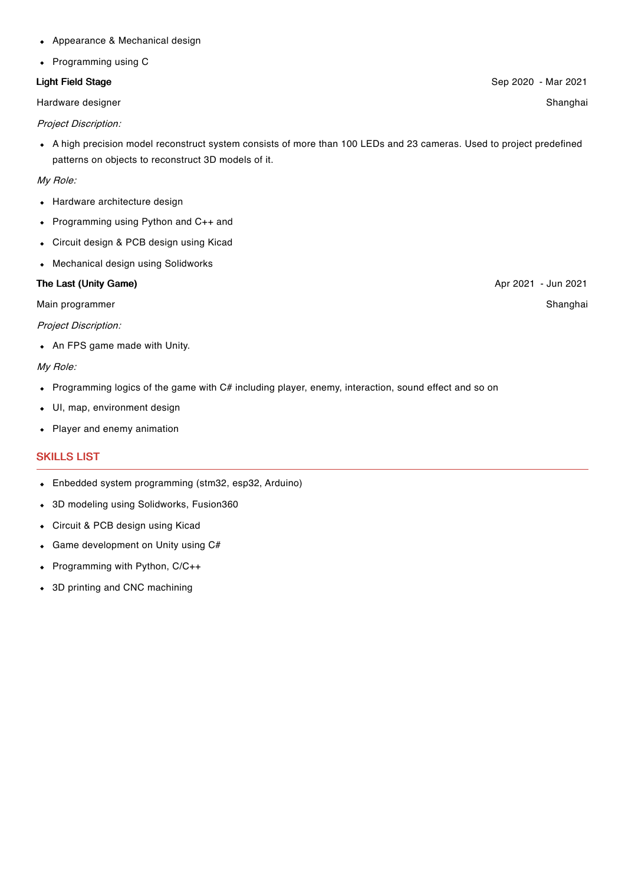- Appearance & Mechanical design
- Programming using C

**Light Field Stage** Sep 2020 - Mar 2021

Hardware designer Shanghai

*Project Discription:*

- A high precision model reconstruct system consists of more than 100 LEDs and 23 cameras. Used to project predefined patterns on objects to reconstruct 3D models of it.

*My Role:*

- Hardware architecture design
- Programming using Python and C++ and
- Circuit design & PCB design using Kicad
- Mechanical design using Solidworks

**The Last (Unity Game)** Apr 2021 - Jun 2021

Main programmer Shanghai

*Project Discription:*

- An FPS game made with Unity.

*My Role:*

- Programming logics of the game with C# including player, enemy, interaction, sound effect and so on
- UI, map, environment design
- Player and enemy animation

## SKILLS LIST

- Enbedded system programming (stm32, esp32, Arduino)
- 3D modeling using Solidworks, Fusion360
- Circuit & PCB design using Kicad
- Game development on Unity using C#
- Programming with Python, C/C++
- 3D printing and CNC machining